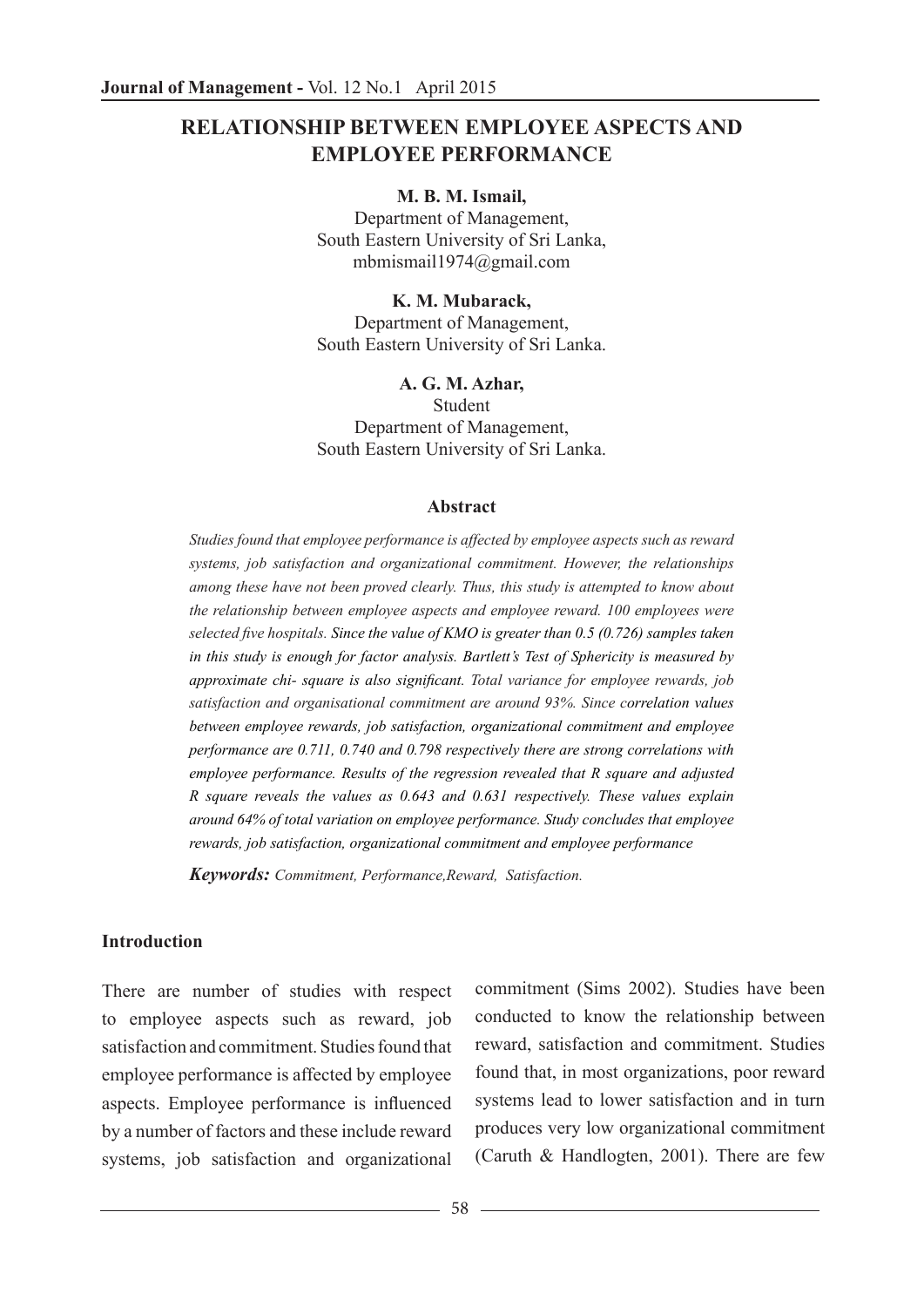# RELATIONSHIP BETWEEN EMPLOYEE ASPECTS AND EMPLOYEE PERFORMANCE

**M. B. M. Ismail,**
Department of Management,
South Eastern University of Sri Lanka,
mbmismail1974@gmail.com

**K. M. Mubarack,**
Department of Management,
South Eastern University of Sri Lanka.

**A. G. M. Azhar,**
Student
Department of Management,
South Eastern University of Sri Lanka.

### Abstract

*Studies found that employee performance is affected by employee aspects such as reward systems, job satisfaction and organizational commitment. However, the relationships among these have not been proved clearly. Thus, this study is attempted to know about the relationship between employee aspects and employee reward. 100 employees were selected five hospitals. Since the value of KMO is greater than 0.5 (0.726) samples taken in this study is enough for factor analysis. Bartlett's Test of Sphericity is measured by approximate chi- square is also significant. Total variance for employee rewards, job satisfaction and organisational commitment are around 93%. Since correlation values between employee rewards, job satisfaction, organizational commitment and employee performance are 0.711, 0.740 and 0.798 respectively there are strong correlations with employee performance. Results of the regression revealed that R square and adjusted R square reveals the values as 0.643 and 0.631 respectively. These values explain around 64% of total variation on employee performance. Study concludes that employee rewards, job satisfaction, organizational commitment and employee performance*

***Keywords:*** *Commitment, Performance,Reward, Satisfaction.*

## Introduction

There are number of studies with respect to employee aspects such as reward, job satisfaction and commitment. Studies found that employee performance is affected by employee aspects. Employee performance is influenced by a number of factors and these include reward systems, job satisfaction and organizational commitment (Sims 2002). Studies have been conducted to know the relationship between reward, satisfaction and commitment. Studies found that, in most organizations, poor reward systems lead to lower satisfaction and in turn produces very low organizational commitment (Caruth & Handlogten, 2001). There are few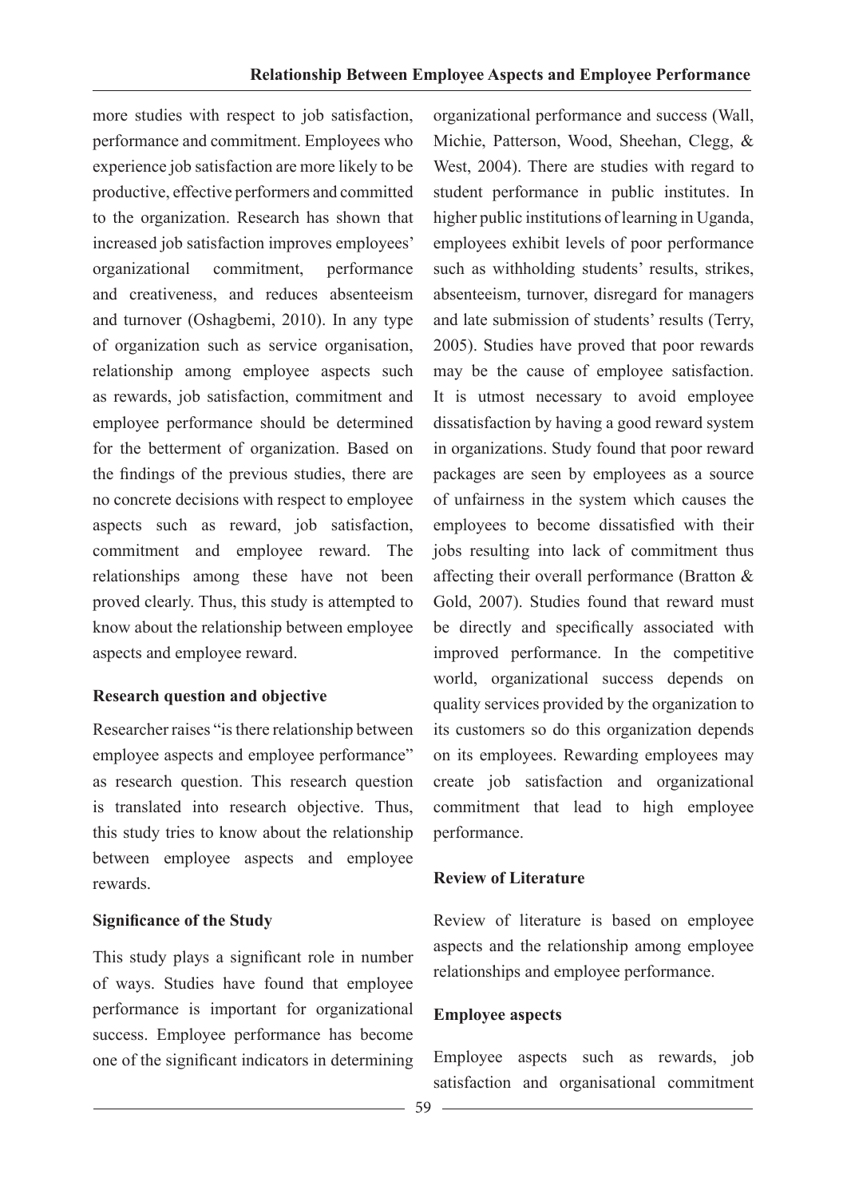more studies with respect to job satisfaction, performance and commitment. Employees who experience job satisfaction are more likely to be productive, effective performers and committed to the organization. Research has shown that increased job satisfaction improves employees' organizational commitment, performance and creativeness, and reduces absenteeism and turnover (Oshagbemi, 2010). In any type of organization such as service organisation, relationship among employee aspects such as rewards, job satisfaction, commitment and employee performance should be determined for the betterment of organization. Based on the findings of the previous studies, there are no concrete decisions with respect to employee aspects such as reward, job satisfaction, commitment and employee reward. The relationships among these have not been proved clearly. Thus, this study is attempted to know about the relationship between employee aspects and employee reward.

## Research question and objective

Researcher raises "is there relationship between employee aspects and employee performance" as research question. This research question is translated into research objective. Thus, this study tries to know about the relationship between employee aspects and employee rewards.

## Significance of the Study

This study plays a significant role in number of ways. Studies have found that employee performance is important for organizational success. Employee performance has become one of the significant indicators in determining organizational performance and success (Wall, Michie, Patterson, Wood, Sheehan, Clegg, & West, 2004). There are studies with regard to student performance in public institutes. In higher public institutions of learning in Uganda, employees exhibit levels of poor performance such as withholding students' results, strikes, absenteeism, turnover, disregard for managers and late submission of students' results (Terry, 2005). Studies have proved that poor rewards may be the cause of employee satisfaction. It is utmost necessary to avoid employee dissatisfaction by having a good reward system in organizations. Study found that poor reward packages are seen by employees as a source of unfairness in the system which causes the employees to become dissatisfied with their jobs resulting into lack of commitment thus affecting their overall performance (Bratton & Gold, 2007). Studies found that reward must be directly and specifically associated with improved performance. In the competitive world, organizational success depends on quality services provided by the organization to its customers so do this organization depends on its employees. Rewarding employees may create job satisfaction and organizational commitment that lead to high employee performance.

## Review of Literature

Review of literature is based on employee aspects and the relationship among employee relationships and employee performance.

## Employee aspects

Employee aspects such as rewards, job satisfaction and organisational commitment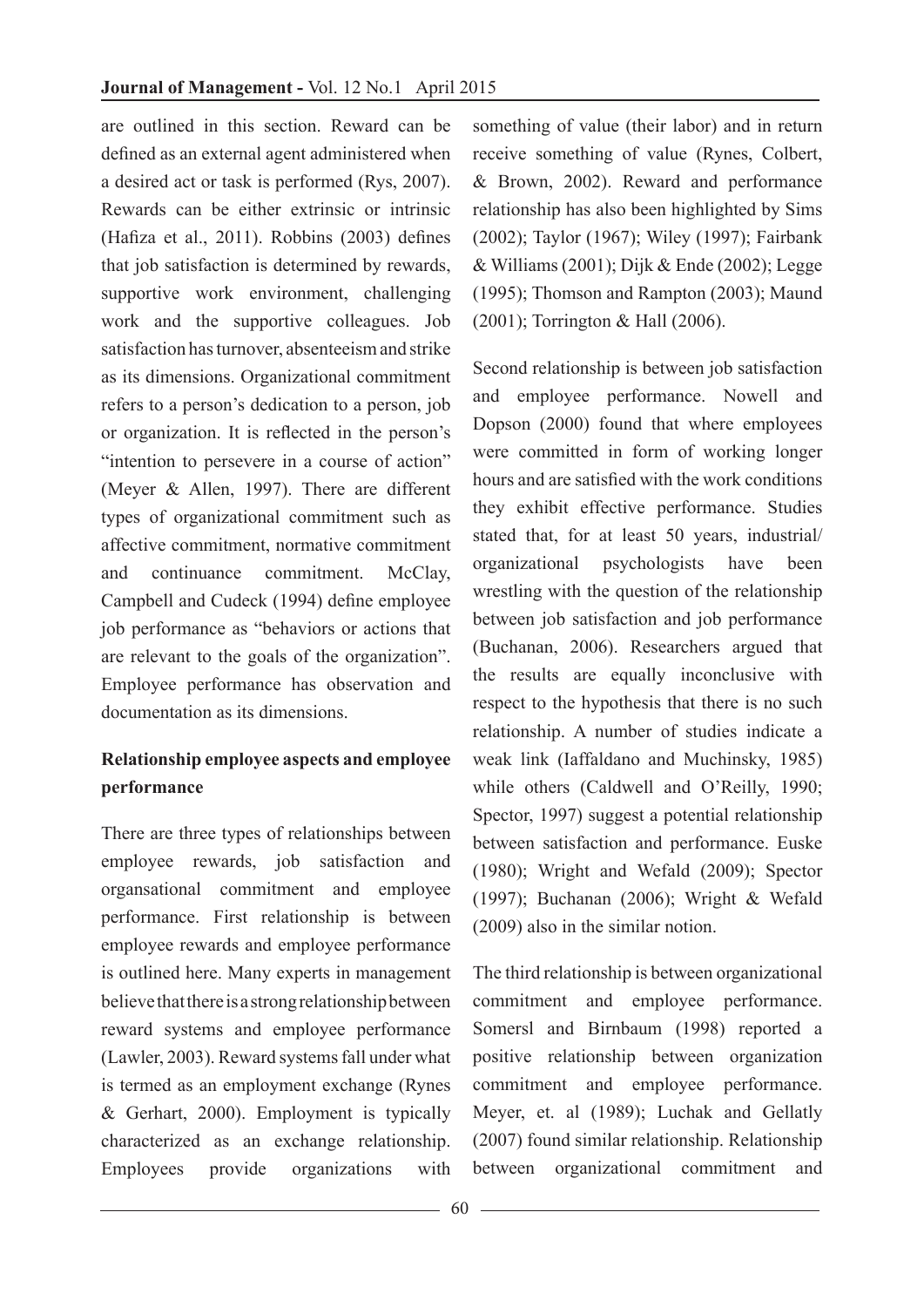are outlined in this section. Reward can be defined as an external agent administered when a desired act or task is performed (Rys, 2007). Rewards can be either extrinsic or intrinsic (Hafiza et al., 2011). Robbins (2003) defines that job satisfaction is determined by rewards, supportive work environment, challenging work and the supportive colleagues. Job satisfaction has turnover, absenteeism and strike as its dimensions. Organizational commitment refers to a person's dedication to a person, job or organization. It is reflected in the person's "intention to persevere in a course of action" (Meyer & Allen, 1997). There are different types of organizational commitment such as affective commitment, normative commitment and continuance commitment. McClay, Campbell and Cudeck (1994) define employee job performance as "behaviors or actions that are relevant to the goals of the organization". Employee performance has observation and documentation as its dimensions.

### Relationship employee aspects and employee performance

There are three types of relationships between employee rewards, job satisfaction and organsational commitment and employee performance. First relationship is between employee rewards and employee performance is outlined here. Many experts in management believe that there is a strong relationship between reward systems and employee performance (Lawler, 2003). Reward systems fall under what is termed as an employment exchange (Rynes & Gerhart, 2000). Employment is typically characterized as an exchange relationship. Employees provide organizations with something of value (their labor) and in return receive something of value (Rynes, Colbert, & Brown, 2002). Reward and performance relationship has also been highlighted by Sims (2002); Taylor (1967); Wiley (1997); Fairbank & Williams (2001); Dijk & Ende (2002); Legge (1995); Thomson and Rampton (2003); Maund (2001); Torrington & Hall (2006).

Second relationship is between job satisfaction and employee performance. Nowell and Dopson (2000) found that where employees were committed in form of working longer hours and are satisfied with the work conditions they exhibit effective performance. Studies stated that, for at least 50 years, industrial/organizational psychologists have been wrestling with the question of the relationship between job satisfaction and job performance (Buchanan, 2006). Researchers argued that the results are equally inconclusive with respect to the hypothesis that there is no such relationship. A number of studies indicate a weak link (Iaffaldano and Muchinsky, 1985) while others (Caldwell and O'Reilly, 1990; Spector, 1997) suggest a potential relationship between satisfaction and performance. Euske (1980); Wright and Wefald (2009); Spector (1997); Buchanan (2006); Wright & Wefald (2009) also in the similar notion.

The third relationship is between organizational commitment and employee performance. Somersl and Birnbaum (1998) reported a positive relationship between organization commitment and employee performance. Meyer, et. al (1989); Luchak and Gellatly (2007) found similar relationship. Relationship between organizational commitment and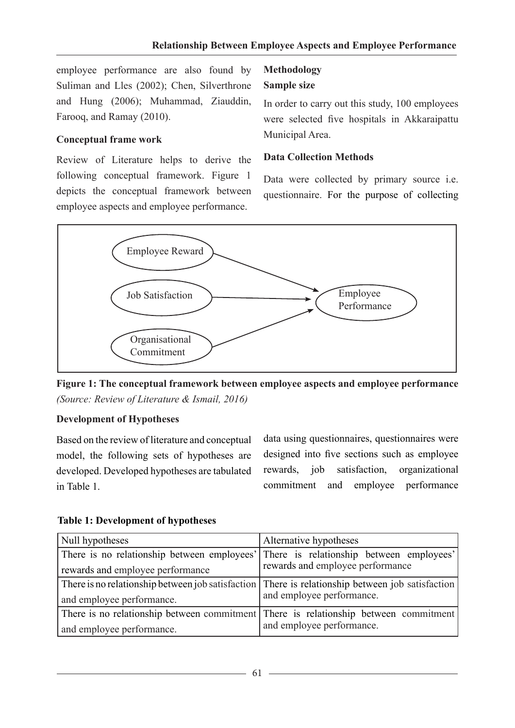employee performance are also found by Suliman and Lles (2002); Chen, Silverthrone and Hung (2006); Muhammad, Ziauddin, Farooq, and Ramay (2010).

### Conceptual frame work

Review of Literature helps to derive the following conceptual framework. Figure 1 depicts the conceptual framework between employee aspects and employee performance.

Employee Reward

Job Satisfaction

Organisational Commitment

Employee Performance

**Figure 1: The conceptual framework between employee aspects and employee performance**
*(Source: Review of Literature & Ismail, 2016)*

### Development of Hypotheses

Based on the review of literature and conceptual model, the following sets of hypotheses are developed. Developed hypotheses are tabulated in Table 1.

## Methodology

### Sample size

In order to carry out this study, 100 employees were selected five hospitals in Akkaraipattu Municipal Area.

### Data Collection Methods

Data were collected by primary source i.e. questionnaire. For the purpose of collecting data using questionnaires, questionnaires were designed into five sections such as employee rewards, job satisfaction, organizational commitment and employee performance

**Table 1: Development of hypotheses**

| Null hypotheses | Alternative hypotheses |
|---|---|
| There is no relationship between employees' rewards and employee performance | There is relationship between employees' rewards and employee performance |
| There is no relationship between job satisfaction and employee performance. | There is relationship between job satisfaction and employee performance. |
| There is no relationship between commitment and employee performance. | There is relationship between commitment and employee performance. |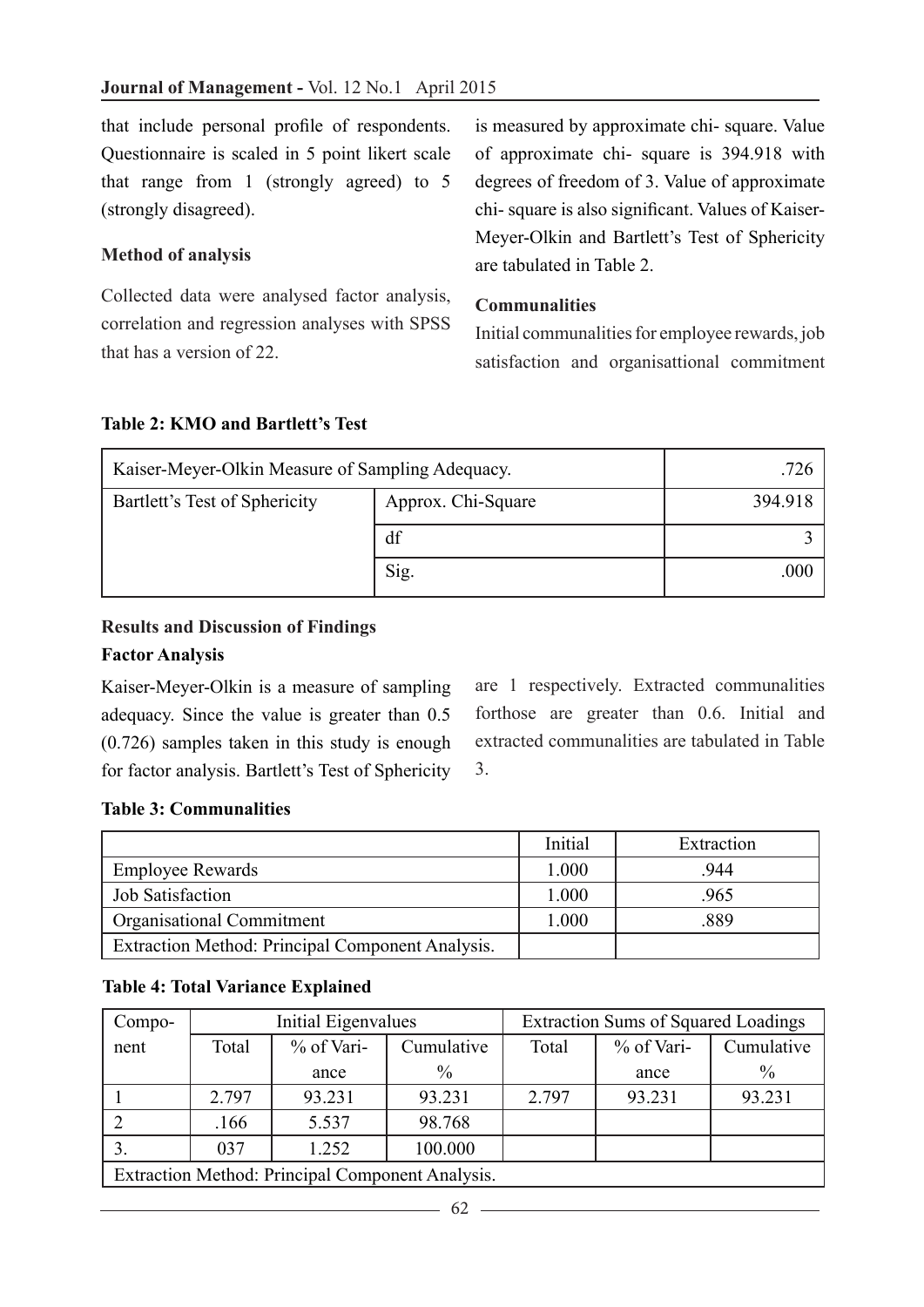that include personal profile of respondents. Questionnaire is scaled in 5 point likert scale that range from 1 (strongly agreed) to 5 (strongly disagreed).

**Method of analysis**

Collected data were analysed factor analysis, correlation and regression analyses with SPSS that has a version of 22.

is measured by approximate chi- square. Value of approximate chi- square is 394.918 with degrees of freedom of 3. Value of approximate chi- square is also significant. Values of Kaiser-Meyer-Olkin and Bartlett's Test of Sphericity are tabulated in Table 2.

**Communalities**

Initial communalities for employee rewards, job satisfaction and organisattional commitment are 1 respectively. Extracted communalities forthose are greater than 0.6. Initial and extracted communalities are tabulated in Table 3.

**Table 2: KMO and Bartlett's Test**

| Kaiser-Meyer-Olkin Measure of Sampling Adequacy. | | .726 |
|---|---|---|
| Bartlett's Test of Sphericity | Approx. Chi-Square | 394.918 |
| | df | 3 |
| | Sig. | .000 |

## Results and Discussion of Findings

### Factor Analysis

Kaiser-Meyer-Olkin is a measure of sampling adequacy. Since the value is greater than 0.5 (0.726) samples taken in this study is enough for factor analysis. Bartlett's Test of Sphericity

**Table 3: Communalities**

| | Initial | Extraction |
|---|---|---|
| Employee Rewards | 1.000 | .944 |
| Job Satisfaction | 1.000 | .965 |
| Organisational Commitment | 1.000 | .889 |
| Extraction Method: Principal Component Analysis. | | |

**Table 4: Total Variance Explained**

| Component | Initial Eigenvalues | | | Extraction Sums of Squared Loadings | | |
|---|---|---|---|---|---|---|
| | Total | % of Variance | Cumulative % | Total | % of Variance | Cumulative % |
| 1 | 2.797 | 93.231 | 93.231 | 2.797 | 93.231 | 93.231 |
| 2 | .166 | 5.537 | 98.768 | | | |
| 3. | 037 | 1.252 | 100.000 | | | |
| Extraction Method: Principal Component Analysis. | | | | | | |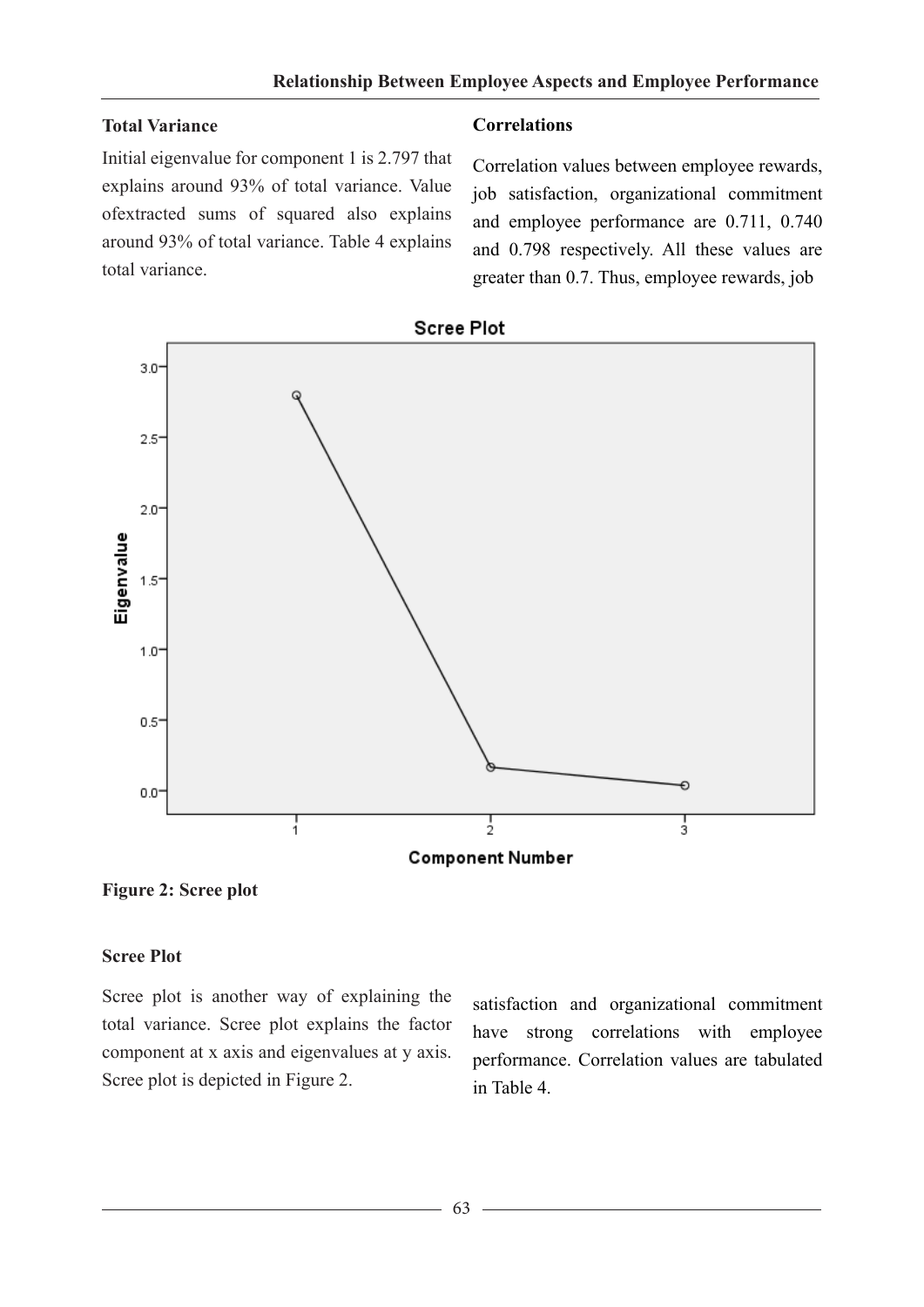### Total Variance

Initial eigenvalue for component 1 is 2.797 that explains around 93% of total variance. Value ofextracted sums of squared also explains around 93% of total variance. Table 4 explains total variance.

### Correlations

Correlation values between employee rewards, job satisfaction, organizational commitment and employee performance are 0.711, 0.740 and 0.798 respectively. All these values are greater than 0.7. Thus, employee rewards, job satisfaction and organizational commitment have strong correlations with employee performance. Correlation values are tabulated in Table 4.

**Figure 2: Scree plot**

### Scree Plot

Scree plot is another way of explaining the total variance. Scree plot explains the factor component at x axis and eigenvalues at y axis. Scree plot is depicted in Figure 2.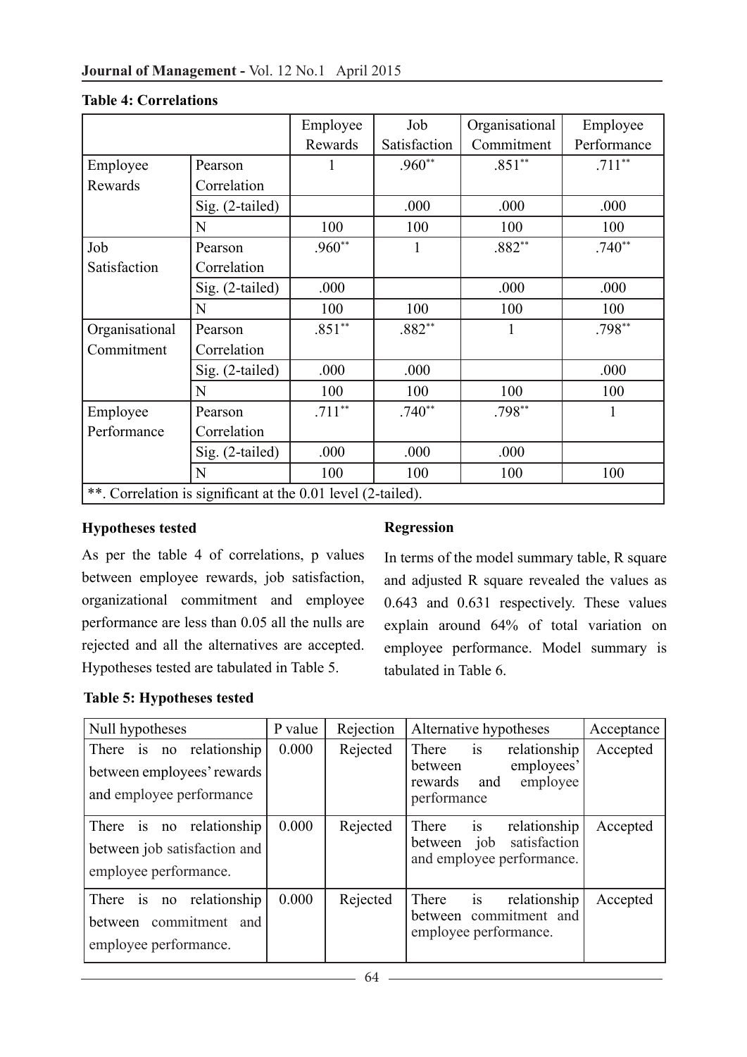**Table 4: Correlations**

| | | Employee Rewards | Job Satisfaction | Organisational Commitment | Employee Performance |
|---|---|---|---|---|---|
| Employee Rewards | Pearson Correlation | 1 | .960** | .851** | .711** |
| | Sig. (2-tailed) | | .000 | .000 | .000 |
| | N | 100 | 100 | 100 | 100 |
| Job Satisfaction | Pearson Correlation | .960** | 1 | .882** | .740** |
| | Sig. (2-tailed) | .000 | | .000 | .000 |
| | N | 100 | 100 | 100 | 100 |
| Organisational Commitment | Pearson Correlation | .851** | .882** | 1 | .798** |
| | Sig. (2-tailed) | .000 | .000 | | .000 |
| | N | 100 | 100 | 100 | 100 |
| Employee Performance | Pearson Correlation | .711** | .740** | .798** | 1 |
| | Sig. (2-tailed) | .000 | .000 | .000 | |
| | N | 100 | 100 | 100 | 100 |
| **. Correlation is significant at the 0.01 level (2-tailed). | | | | | |

**Hypotheses tested**

As per the table 4 of correlations, p values between employee rewards, job satisfaction, organizational commitment and employee performance are less than 0.05 all the nulls are rejected and all the alternatives are accepted. Hypotheses tested are tabulated in Table 5.

**Regression**

In terms of the model summary table, R square and adjusted R square revealed the values as 0.643 and 0.631 respectively. These values explain around 64% of total variation on employee performance. Model summary is tabulated in Table 6.

**Table 5: Hypotheses tested**

| Null hypotheses | P value | Rejection | Alternative hypotheses | Acceptance |
|---|---|---|---|---|
| There is no relationship between employees' rewards and employee performance | 0.000 | Rejected | There is relationship between employees' rewards and employee performance | Accepted |
| There is no relationship between job satisfaction and employee performance. | 0.000 | Rejected | There is relationship between job satisfaction and employee performance. | Accepted |
| There is no relationship between commitment and employee performance. | 0.000 | Rejected | There is relationship between commitment and employee performance. | Accepted |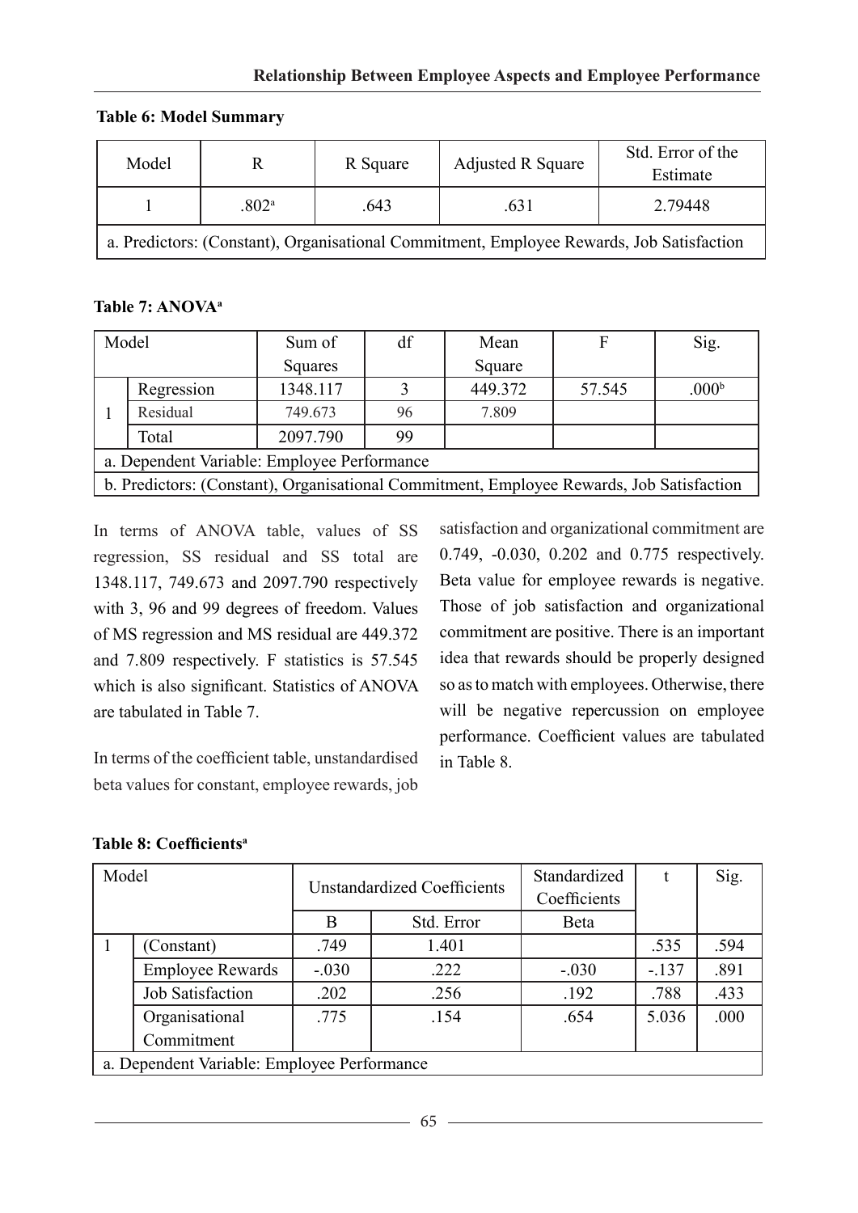**Table 6: Model Summary**

| Model | R | R Square | Adjusted R Square | Std. Error of the Estimate |
|---|---|---|---|---|
| 1 | .802[a] | .643 | .631 | 2.79448 |
| a. Predictors: (Constant), Organisational Commitment, Employee Rewards, Job Satisfaction | | | | |

**Table 7: ANOVA[a]**

| Model | | Sum of Squares | df | Mean Square | F | Sig. |
|---|---|---|---|---|---|---|
| 1 | Regression | 1348.117 | 3 | 449.372 | 57.545 | .000[b] |
| | Residual | 749.673 | 96 | 7.809 | | |
| | Total | 2097.790 | 99 | | | |
| a. Dependent Variable: Employee Performance | | | | | | |
| b. Predictors: (Constant), Organisational Commitment, Employee Rewards, Job Satisfaction | | | | | | |

In terms of ANOVA table, values of SS regression, SS residual and SS total are 1348.117, 749.673 and 2097.790 respectively with 3, 96 and 99 degrees of freedom. Values of MS regression and MS residual are 449.372 and 7.809 respectively. F statistics is 57.545 which is also significant. Statistics of ANOVA are tabulated in Table 7.

In terms of the coefficient table, unstandardised beta values for constant, employee rewards, job satisfaction and organizational commitment are 0.749, -0.030, 0.202 and 0.775 respectively. Beta value for employee rewards is negative. Those of job satisfaction and organizational commitment are positive. There is an important idea that rewards should be properly designed so as to match with employees. Otherwise, there will be negative repercussion on employee performance. Coefficient values are tabulated in Table 8.

**Table 8: Coefficients[a]**

| Model | | Unstandardized Coefficients | | Standardized Coefficients | t | Sig. |
|---|---|---|---|---|---|---|
| | | B | Std. Error | Beta | | |
| 1 | (Constant) | .749 | 1.401 | | .535 | .594 |
| | Employee Rewards | -.030 | .222 | -.030 | -.137 | .891 |
| | Job Satisfaction | .202 | .256 | .192 | .788 | .433 |
| | Organisational Commitment | .775 | .154 | .654 | 5.036 | .000 |
| a. Dependent Variable: Employee Performance | | | | | | |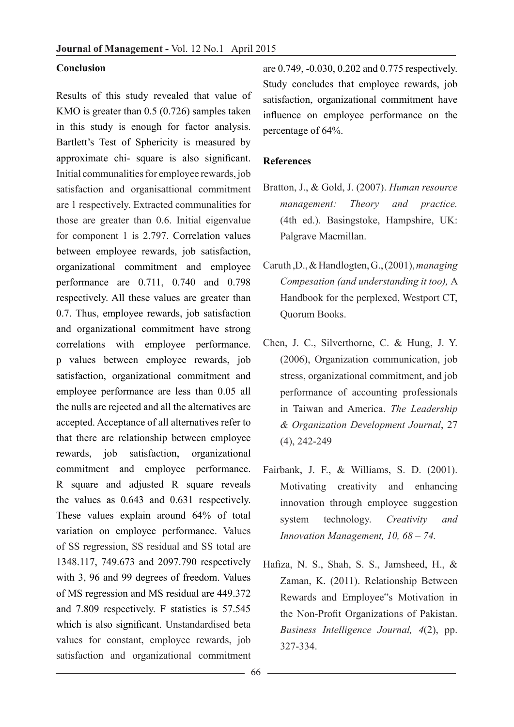### Conclusion

Results of this study revealed that value of KMO is greater than 0.5 (0.726) samples taken in this study is enough for factor analysis. Bartlett's Test of Sphericity is measured by approximate chi- square is also significant. Initial communalities for employee rewards, job satisfaction and organisattional commitment are 1 respectively. Extracted communalities for those are greater than 0.6. Initial eigenvalue for component 1 is 2.797. Correlation values between employee rewards, job satisfaction, organizational commitment and employee performance are 0.711, 0.740 and 0.798 respectively. All these values are greater than 0.7. Thus, employee rewards, job satisfaction and organizational commitment have strong correlations with employee performance. p values between employee rewards, job satisfaction, organizational commitment and employee performance are less than 0.05 all the nulls are rejected and all the alternatives are accepted. Acceptance of all alternatives refer to that there are relationship between employee rewards, job satisfaction, organizational commitment and employee performance. R square and adjusted R square reveals the values as 0.643 and 0.631 respectively. These values explain around 64% of total variation on employee performance. Values of SS regression, SS residual and SS total are 1348.117, 749.673 and 2097.790 respectively with 3, 96 and 99 degrees of freedom. Values of MS regression and MS residual are 449.372 and 7.809 respectively. F statistics is 57.545 which is also significant. Unstandardised beta values for constant, employee rewards, job satisfaction and organizational commitment are 0.749, -0.030, 0.202 and 0.775 respectively. Study concludes that employee rewards, job satisfaction, organizational commitment have influence on employee performance on the percentage of 64%.

### References

Bratton, J., & Gold, J. (2007). *Human resource management: Theory and practice.* (4th ed.). Basingstoke, Hampshire, UK: Palgrave Macmillan.

Caruth ,D., & Handlogten, G., (2001), *managing Compesation (and understanding it too),* A Handbook for the perplexed, Westport CT, Quorum Books.

Chen, J. C., Silverthorne, C. & Hung, J. Y. (2006), Organization communication, job stress, organizational commitment, and job performance of accounting professionals in Taiwan and America. *The Leadership & Organization Development Journal*, 27 (4), 242-249

Fairbank, J. F., & Williams, S. D. (2001). Motivating creativity and enhancing innovation through employee suggestion system technology. *Creativity and Innovation Management, 10, 68 – 74.*

Hafiza, N. S., Shah, S. S., Jamsheed, H., & Zaman, K. (2011). Relationship Between Rewards and Employee"s Motivation in the Non-Profit Organizations of Pakistan. *Business Intelligence Journal, 4*(2), pp. 327-334.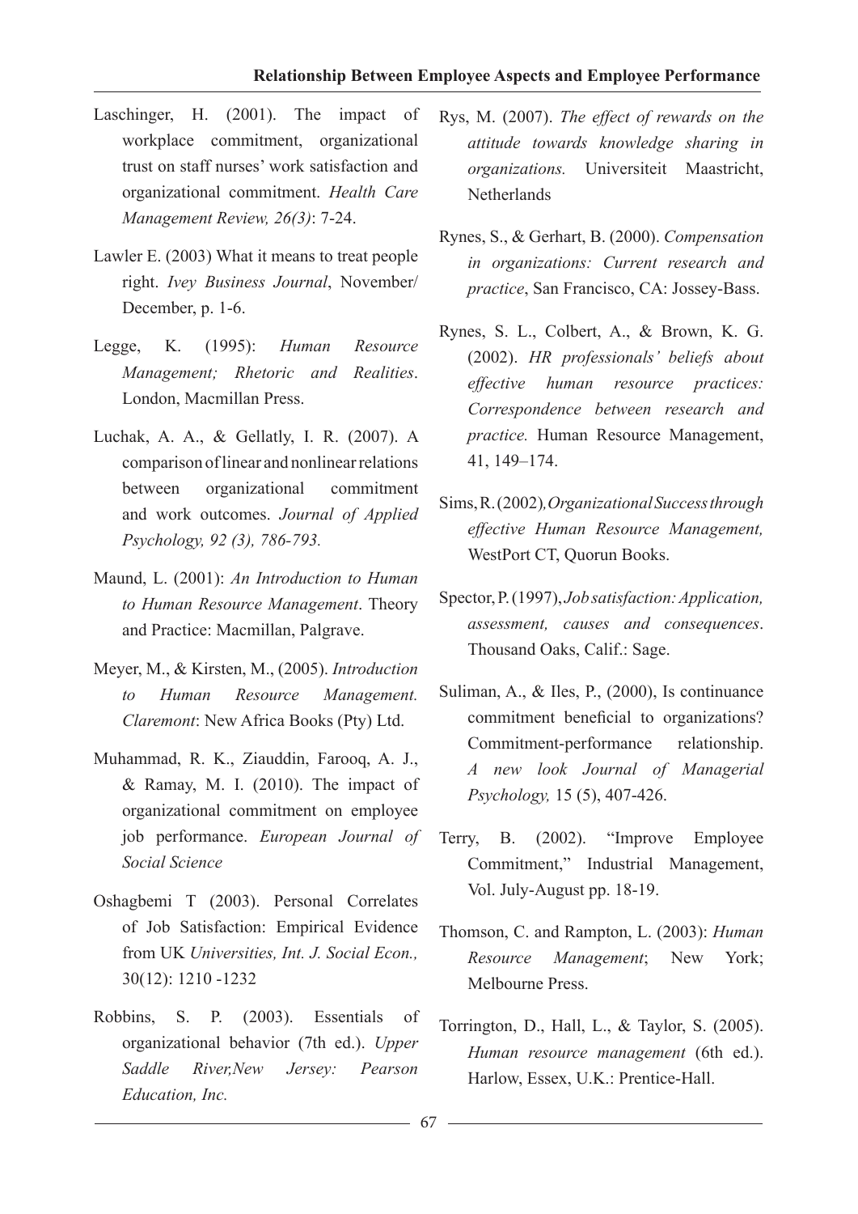Laschinger, H. (2001). The impact of workplace commitment, organizational trust on staff nurses' work satisfaction and organizational commitment. *Health Care Management Review, 26(3)*: 7-24.

Lawler E. (2003) What it means to treat people right. *Ivey Business Journal*, November/ December, p. 1-6.

Legge, K. (1995): *Human Resource Management; Rhetoric and Realities*. London, Macmillan Press.

Luchak, A. A., & Gellatly, I. R. (2007). A comparison of linear and nonlinear relations between organizational commitment and work outcomes. *Journal of Applied Psychology, 92 (3), 786-793.*

Maund, L. (2001): *An Introduction to Human to Human Resource Management*. Theory and Practice: Macmillan, Palgrave.

Meyer, M., & Kirsten, M., (2005). *Introduction to Human Resource Management. Claremont*: New Africa Books (Pty) Ltd.

Muhammad, R. K., Ziauddin, Farooq, A. J., & Ramay, M. I. (2010). The impact of organizational commitment on employee job performance. *European Journal of Social Science*

Oshagbemi T (2003). Personal Correlates of Job Satisfaction: Empirical Evidence from UK *Universities, Int. J. Social Econ.,* 30(12): 1210 -1232

Robbins, S. P. (2003). Essentials of organizational behavior (7th ed.). *Upper Saddle River,New Jersey: Pearson Education, Inc.*

Rys, M. (2007). *The effect of rewards on the attitude towards knowledge sharing in organizations.* Universiteit Maastricht, Netherlands

Rynes, S., & Gerhart, B. (2000). *Compensation in organizations: Current research and practice*, San Francisco, CA: Jossey-Bass.

Rynes, S. L., Colbert, A., & Brown, K. G. (2002). *HR professionals' beliefs about effective human resource practices: Correspondence between research and practice.* Human Resource Management, 41, 149–174.

Sims, R. (2002)*, Organizational Success through effective Human Resource Management,* WestPort CT, Quorun Books.

Spector, P. (1997), *Job satisfaction: Application, assessment, causes and consequences*. Thousand Oaks, Calif.: Sage.

Suliman, A., & Iles, P., (2000), Is continuance commitment beneficial to organizations? Commitment-performance relationship. *A new look Journal of Managerial Psychology,* 15 (5), 407-426.

Terry, B. (2002). "Improve Employee Commitment," Industrial Management, Vol. July-August pp. 18-19.

Thomson, C. and Rampton, L. (2003): *Human Resource Management*; New York; Melbourne Press.

Torrington, D., Hall, L., & Taylor, S. (2005). *Human resource management* (6th ed.). Harlow, Essex, U.K.: Prentice-Hall.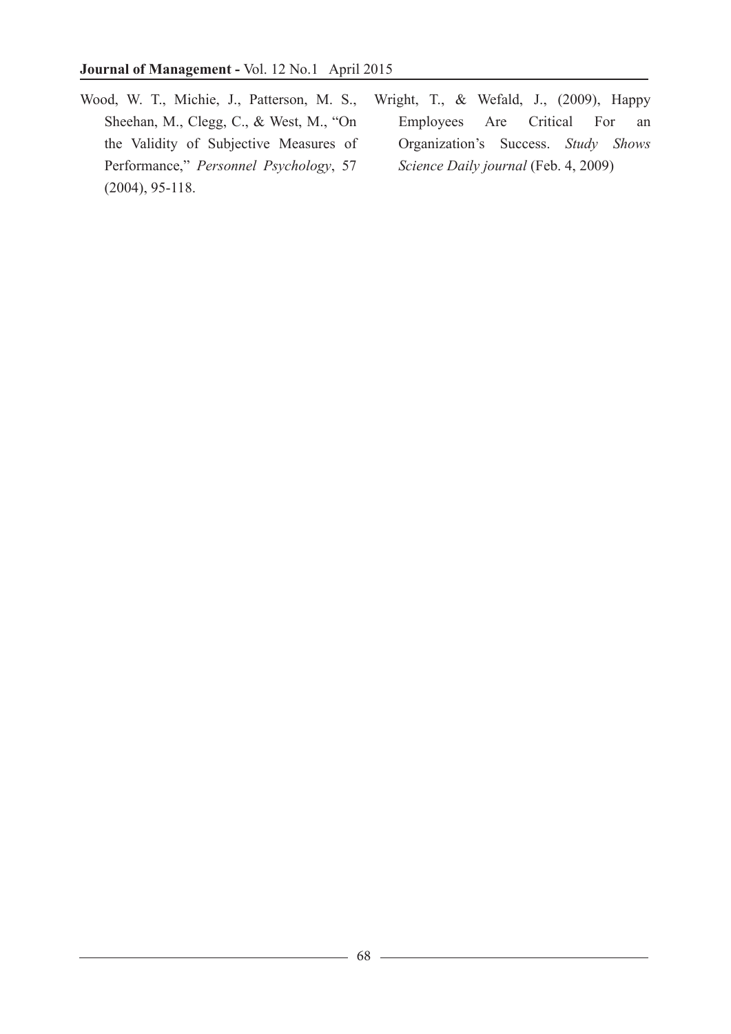Wood, W. T., Michie, J., Patterson, M. S., Sheehan, M., Clegg, C., & West, M., "On the Validity of Subjective Measures of Performance," *Personnel Psychology*, 57 (2004), 95-118.

Wright, T., & Wefald, J., (2009), Happy Employees Are Critical For an Organization's Success. *Study Shows Science Daily journal* (Feb. 4, 2009)